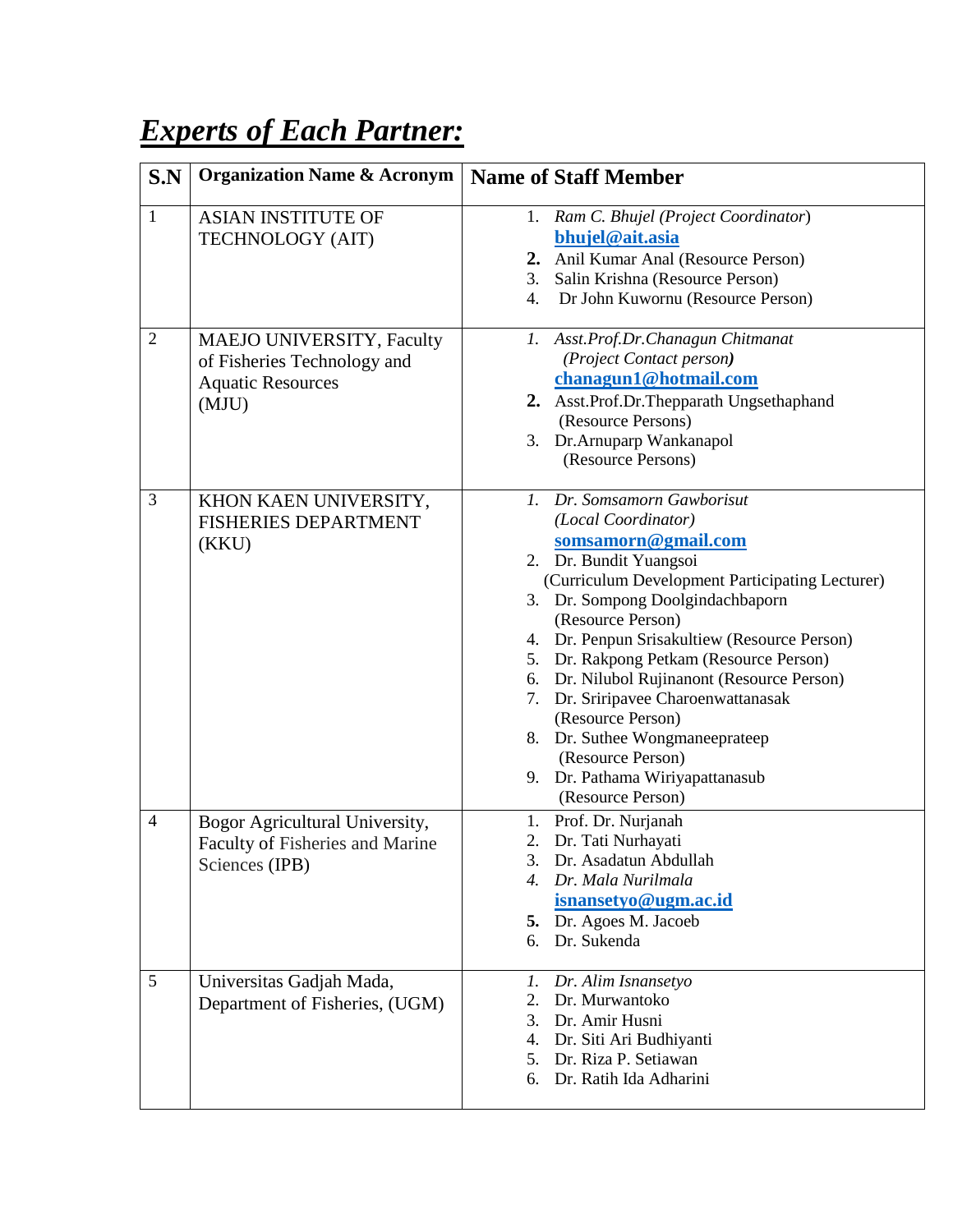# ***Experts of Each Partner:***

| S.N | Organization Name & Acronym | Name of Staff Member |
|---|---|---|
| 1 | ASIAN INSTITUTE OF TECHNOLOGY (AIT) | 1. *Ram C. Bhujel (Project Coordinator)* **bhujel@ait.asia**<br>2. Anil Kumar Anal (Resource Person)<br>3. Salin Krishna (Resource Person)<br>4. Dr John Kuwornu (Resource Person) |
| 2 | MAEJO UNIVERSITY, Faculty of Fisheries Technology and Aquatic Resources (MJU) | 1. *Asst.Prof.Dr.Chanagun Chitmanat (Project Contact person)* **chanagun1@hotmail.com**<br>2. Asst.Prof.Dr.Thepparath Ungsethaphand (Resource Persons)<br>3. Dr.Arnuparp Wankanapol (Resource Persons) |
| 3 | KHON KAEN UNIVERSITY, FISHERIES DEPARTMENT (KKU) | 1. *Dr. Somsamorn Gawborisut (Local Coordinator)* **somsamorn@gmail.com**<br>2. Dr. Bundit Yuangsoi (Curriculum Development Participating Lecturer)<br>3. Dr. Sompong Doolgindachbaporn (Resource Person)<br>4. Dr. Penpun Srisakultiew (Resource Person)<br>5. Dr. Rakpong Petkam (Resource Person)<br>6. Dr. Nilubol Rujinanont (Resource Person)<br>7. Dr. Sriripavee Charoenwattanasak (Resource Person)<br>8. Dr. Suthee Wongmaneeprateep (Resource Person)<br>9. Dr. Pathama Wiriyapattanasub (Resource Person) |
| 4 | Bogor Agricultural University, Faculty of Fisheries and Marine Sciences (IPB) | 1. Prof. Dr. Nurjanah<br>2. Dr. Tati Nurhayati<br>3. Dr. Asadatun Abdullah<br>4. *Dr. Mala Nurilmala* **isnansetyo@ugm.ac.id**<br>5. Dr. Agoes M. Jacoeb<br>6. Dr. Sukenda |
| 5 | Universitas Gadjah Mada, Department of Fisheries, (UGM) | 1. *Dr. Alim Isnansetyo*<br>2. Dr. Murwantoko<br>3. Dr. Amir Husni<br>4. Dr. Siti Ari Budhiyanti<br>5. Dr. Riza P. Setiawan<br>6. Dr. Ratih Ida Adharini |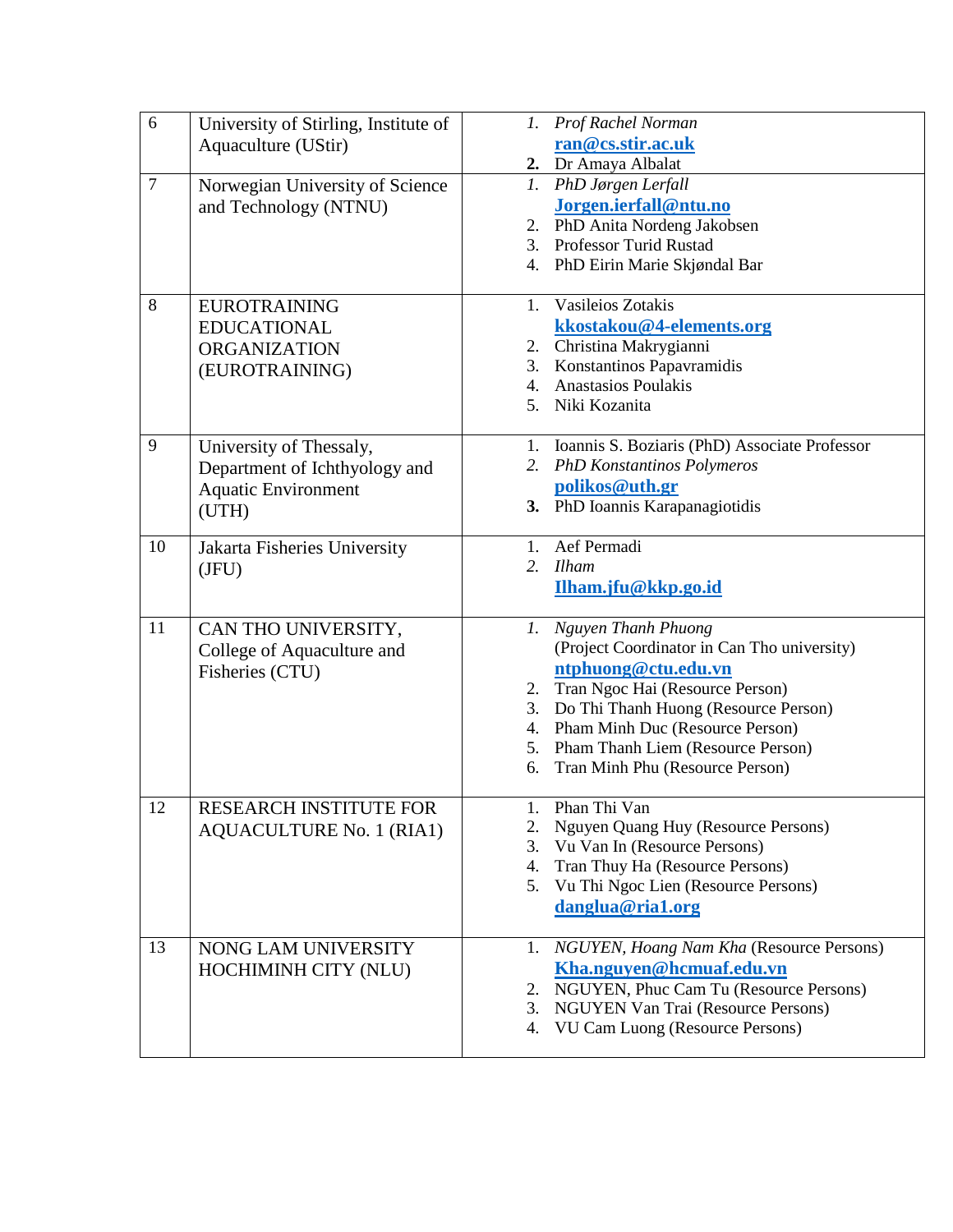| | | |
|---|---|---|
| 6 | University of Stirling, Institute of Aquaculture (UStir) | 1. *Prof Rachel Norman*<br>**ran@cs.stir.ac.uk**<br>**2.** Dr Amaya Albalat |
| 7 | Norwegian University of Science and Technology (NTNU) | 1. *PhD Jørgen Lerfall*<br>**Jorgen.ierfall@ntu.no**<br>2. PhD Anita Nordeng Jakobsen<br>3. Professor Turid Rustad<br>4. PhD Eirin Marie Skjøndal Bar |
| 8 | EUROTRAINING EDUCATIONAL ORGANIZATION (EUROTRAINING) | 1. Vasileios Zotakis<br>**kkostakou@4-elements.org**<br>2. Christina Makrygianni<br>3. Konstantinos Papavramidis<br>4. Anastasios Poulakis<br>5. Niki Kozanita |
| 9 | University of Thessaly, Department of Ichthyology and Aquatic Environment (UTH) | 1. Ioannis S. Boziaris (PhD) Associate Professor<br>2. *PhD Konstantinos Polymeros*<br>**polikos@uth.gr**<br>**3.** PhD Ioannis Karapanagiotidis |
| 10 | Jakarta Fisheries University (JFU) | 1. Aef Permadi<br>2. *Ilham*<br>**Ilham.jfu@kkp.go.id** |
| 11 | CAN THO UNIVERSITY, College of Aquaculture and Fisheries (CTU) | 1. *Nguyen Thanh Phuong*<br>(Project Coordinator in Can Tho university)<br>**ntphuong@ctu.edu.vn**<br>2. Tran Ngoc Hai (Resource Person)<br>3. Do Thi Thanh Huong (Resource Person)<br>4. Pham Minh Duc (Resource Person)<br>5. Pham Thanh Liem (Resource Person)<br>6. Tran Minh Phu (Resource Person) |
| 12 | RESEARCH INSTITUTE FOR AQUACULTURE No. 1 (RIA1) | 1. Phan Thi Van<br>2. Nguyen Quang Huy (Resource Persons)<br>3. Vu Van In (Resource Persons)<br>4. Tran Thuy Ha (Resource Persons)<br>5. Vu Thi Ngoc Lien (Resource Persons)<br>**danglua@ria1.org** |
| 13 | NONG LAM UNIVERSITY HOCHIMINH CITY (NLU) | 1. *NGUYEN, Hoang Nam Kha* (Resource Persons)<br>**Kha.nguyen@hcmuaf.edu.vn**<br>2. NGUYEN, Phuc Cam Tu (Resource Persons)<br>3. NGUYEN Van Trai (Resource Persons)<br>4. VU Cam Luong (Resource Persons) |